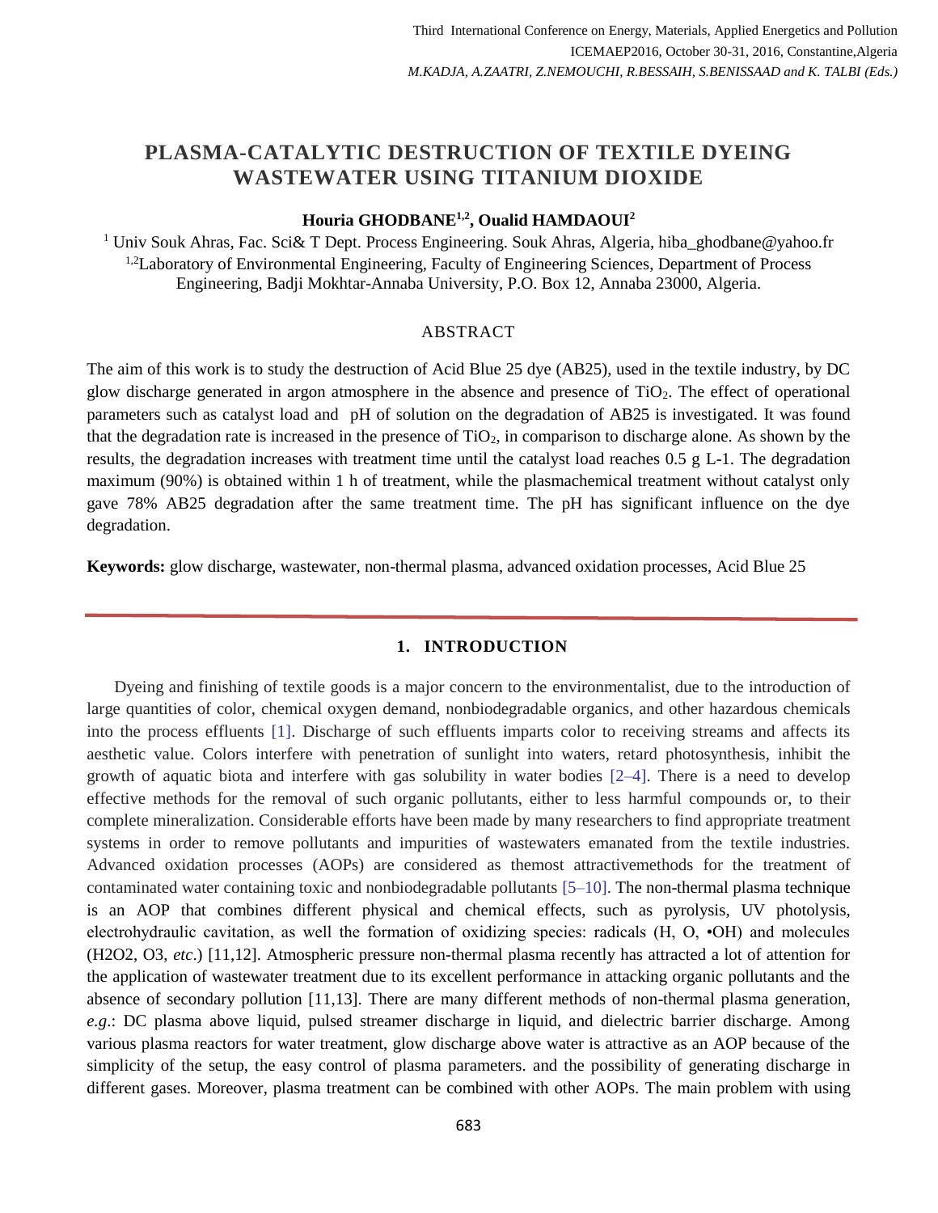# PLASMA-CATALYTIC DESTRUCTION OF TEXTILE DYEING WASTEWATER USING TITANIUM DIOXIDE

**Houria GHODBANE[1,2], Oualid HAMDAOUI[2]**

[1] Univ Souk Ahras, Fac. Sci& T Dept. Process Engineering. Souk Ahras, Algeria, hiba_ghodbane@yahoo.fr

[1,2]Laboratory of Environmental Engineering, Faculty of Engineering Sciences, Department of Process Engineering, Badji Mokhtar-Annaba University, P.O. Box 12, Annaba 23000, Algeria.

## ABSTRACT

The aim of this work is to study the destruction of Acid Blue 25 dye (AB25), used in the textile industry, by DC glow discharge generated in argon atmosphere in the absence and presence of $TiO_2$. The effect of operational parameters such as catalyst load and pH of solution on the degradation of AB25 is investigated. It was found that the degradation rate is increased in the presence of $TiO_2$, in comparison to discharge alone. As shown by the results, the degradation increases with treatment time until the catalyst load reaches 0.5 g L-1. The degradation maximum (90%) is obtained within 1 h of treatment, while the plasmachemical treatment without catalyst only gave 78% AB25 degradation after the same treatment time. The pH has significant influence on the dye degradation.

**Keywords:** glow discharge, wastewater, non-thermal plasma, advanced oxidation processes, Acid Blue 25

## 1. INTRODUCTION

Dyeing and finishing of textile goods is a major concern to the environmentalist, due to the introduction of large quantities of color, chemical oxygen demand, nonbiodegradable organics, and other hazardous chemicals into the process effluents [1]. Discharge of such effluents imparts color to receiving streams and affects its aesthetic value. Colors interfere with penetration of sunlight into waters, retard photosynthesis, inhibit the growth of aquatic biota and interfere with gas solubility in water bodies [2–4]. There is a need to develop effective methods for the removal of such organic pollutants, either to less harmful compounds or, to their complete mineralization. Considerable efforts have been made by many researchers to find appropriate treatment systems in order to remove pollutants and impurities of wastewaters emanated from the textile industries. Advanced oxidation processes (AOPs) are considered as themost attractivemethods for the treatment of contaminated water containing toxic and nonbiodegradable pollutants [5–10]. The non-thermal plasma technique is an AOP that combines different physical and chemical effects, such as pyrolysis, UV photolysis, electrohydraulic cavitation, as well the formation of oxidizing species: radicals (H, O, •OH) and molecules ($H_2O_2$, $O_3$, *etc*.) [11,12]. Atmospheric pressure non-thermal plasma recently has attracted a lot of attention for the application of wastewater treatment due to its excellent performance in attacking organic pollutants and the absence of secondary pollution [11,13]. There are many different methods of non-thermal plasma generation, *e.g*.: DC plasma above liquid, pulsed streamer discharge in liquid, and dielectric barrier discharge. Among various plasma reactors for water treatment, glow discharge above water is attractive as an AOP because of the simplicity of the setup, the easy control of plasma parameters. and the possibility of generating discharge in different gases. Moreover, plasma treatment can be combined with other AOPs. The main problem with using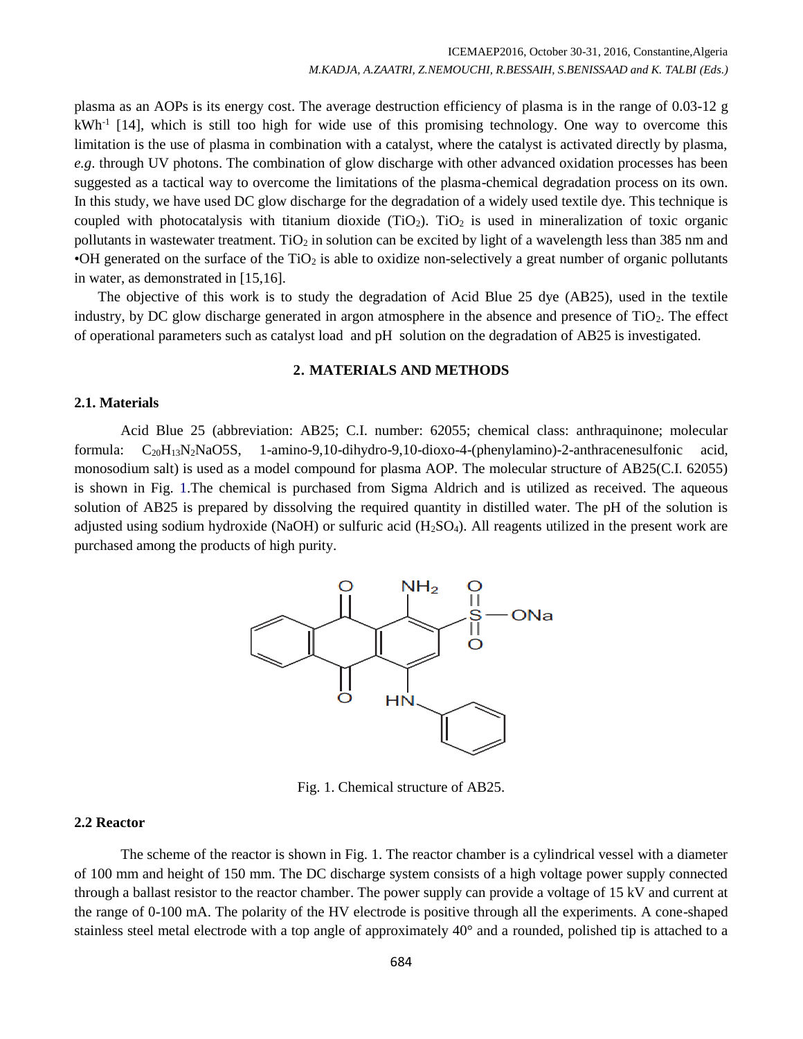plasma as an AOPs is its energy cost. The average destruction efficiency of plasma is in the range of 0.03-12 g $kWh^{-1}$ [14], which is still too high for wide use of this promising technology. One way to overcome this limitation is the use of plasma in combination with a catalyst, where the catalyst is activated directly by plasma, *e.g*. through UV photons. The combination of glow discharge with other advanced oxidation processes has been suggested as a tactical way to overcome the limitations of the plasma-chemical degradation process on its own. In this study, we have used DC glow discharge for the degradation of a widely used textile dye. This technique is coupled with photocatalysis with titanium dioxide ($TiO_2$). $TiO_2$ is used in mineralization of toxic organic pollutants in wastewater treatment. $TiO_2$ in solution can be excited by light of a wavelength less than 385 nm and •OH generated on the surface of the $TiO_2$ is able to oxidize non-selectively a great number of organic pollutants in water, as demonstrated in [15,16].

The objective of this work is to study the degradation of Acid Blue 25 dye (AB25), used in the textile industry, by DC glow discharge generated in argon atmosphere in the absence and presence of $TiO_2$. The effect of operational parameters such as catalyst load and pH solution on the degradation of AB25 is investigated.

## 2. MATERIALS AND METHODS

### 2.1. Materials

Acid Blue 25 (abbreviation: AB25; C.I. number: 62055; chemical class: anthraquinone; molecular formula: $C_{20}H_{13}N_2NaO5S$, 1-amino-9,10-dihydro-9,10-dioxo-4-(phenylamino)-2-anthracenesulfonic acid, monosodium salt) is used as a model compound for plasma AOP. The molecular structure of AB25(C.I. 62055) is shown in Fig. 1.The chemical is purchased from Sigma Aldrich and is utilized as received. The aqueous solution of AB25 is prepared by dissolving the required quantity in distilled water. The pH of the solution is adjusted using sodium hydroxide (NaOH) or sulfuric acid ($H_2SO_4$). All reagents utilized in the present work are purchased among the products of high purity.

Fig. 1. Chemical structure of AB25.

### 2.2 Reactor

The scheme of the reactor is shown in Fig. 1. The reactor chamber is a cylindrical vessel with a diameter of 100 mm and height of 150 mm. The DC discharge system consists of a high voltage power supply connected through a ballast resistor to the reactor chamber. The power supply can provide a voltage of 15 kV and current at the range of 0-100 mA. The polarity of the HV electrode is positive through all the experiments. A cone-shaped stainless steel metal electrode with a top angle of approximately 40° and a rounded, polished tip is attached to a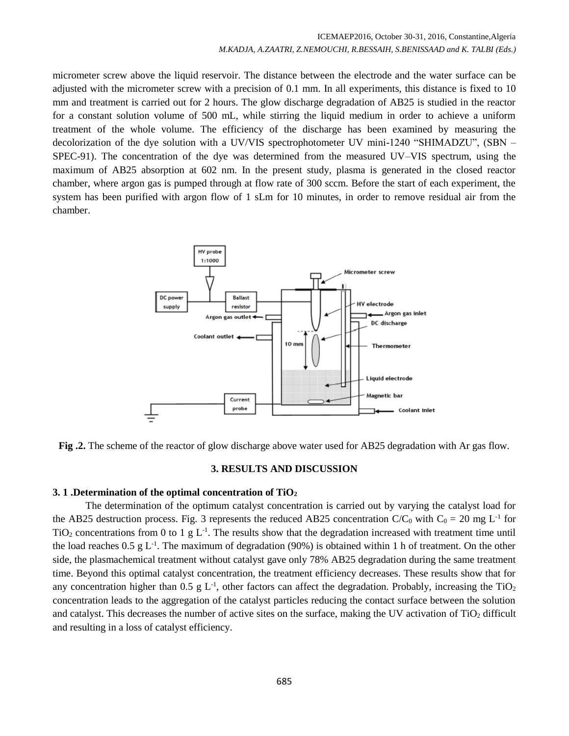micrometer screw above the liquid reservoir. The distance between the electrode and the water surface can be adjusted with the micrometer screw with a precision of 0.1 mm. In all experiments, this distance is fixed to 10 mm and treatment is carried out for 2 hours. The glow discharge degradation of AB25 is studied in the reactor for a constant solution volume of 500 mL, while stirring the liquid medium in order to achieve a uniform treatment of the whole volume. The efficiency of the discharge has been examined by measuring the decolorization of the dye solution with a UV/VIS spectrophotometer UV mini-1240 "SHIMADZU", (SBN – SPEC-91). The concentration of the dye was determined from the measured UV–VIS spectrum, using the maximum of AB25 absorption at 602 nm. In the present study, plasma is generated in the closed reactor chamber, where argon gas is pumped through at flow rate of 300 sccm. Before the start of each experiment, the system has been purified with argon flow of 1 sLm for 10 minutes, in order to remove residual air from the chamber.

**Fig .2.** The scheme of the reactor of glow discharge above water used for AB25 degradation with Ar gas flow.

## 3. RESULTS AND DISCUSSION

### 3. 1 .Determination of the optimal concentration of $TiO_2$

The determination of the optimum catalyst concentration is carried out by varying the catalyst load for the AB25 destruction process. Fig. 3 represents the reduced AB25 concentration $C/C_0$ with $C_0$ = 20 mg $L^{-1}$ for $TiO_2$ concentrations from 0 to 1 g $L^{-1}$. The results show that the degradation increased with treatment time until the load reaches 0.5 g $L^{-1}$. The maximum of degradation (90%) is obtained within 1 h of treatment. On the other side, the plasmachemical treatment without catalyst gave only 78% AB25 degradation during the same treatment time. Beyond this optimal catalyst concentration, the treatment efficiency decreases. These results show that for any concentration higher than 0.5 g $L^{-1}$, other factors can affect the degradation. Probably, increasing the $TiO_2$ concentration leads to the aggregation of the catalyst particles reducing the contact surface between the solution and catalyst. This decreases the number of active sites on the surface, making the UV activation of $TiO_2$ difficult and resulting in a loss of catalyst efficiency.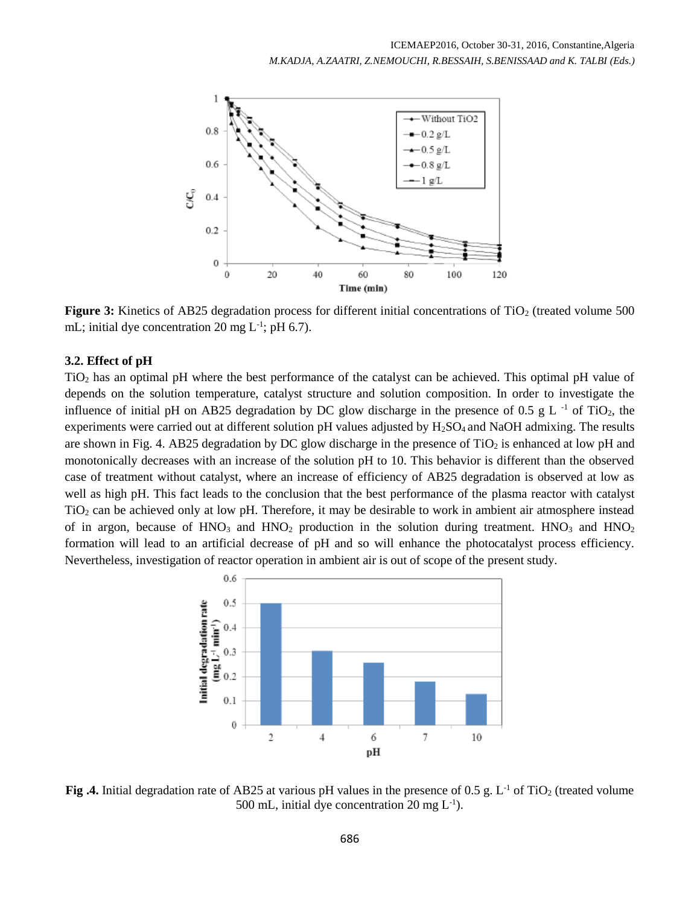**Figure 3:** Kinetics of AB25 degradation process for different initial concentrations of $TiO_2$ (treated volume 500 mL; initial dye concentration 20 mg $L^{-1}$; pH 6.7).

### 3.2. Effect of pH

$TiO_2$ has an optimal pH where the best performance of the catalyst can be achieved. This optimal pH value of depends on the solution temperature, catalyst structure and solution composition. In order to investigate the influence of initial pH on AB25 degradation by DC glow discharge in the presence of 0.5 g $L^{-1}$ of $TiO_2$, the experiments were carried out at different solution pH values adjusted by $H_2SO_4$ and NaOH admixing. The results are shown in Fig. 4. AB25 degradation by DC glow discharge in the presence of $TiO_2$ is enhanced at low pH and monotonically decreases with an increase of the solution pH to 10. This behavior is different than the observed case of treatment without catalyst, where an increase of efficiency of AB25 degradation is observed at low as well as high pH. This fact leads to the conclusion that the best performance of the plasma reactor with catalyst $TiO_2$ can be achieved only at low pH. Therefore, it may be desirable to work in ambient air atmosphere instead of in argon, because of $HNO_3$ and $HNO_2$ production in the solution during treatment. $HNO_3$ and $HNO_2$ formation will lead to an artificial decrease of pH and so will enhance the photocatalyst process efficiency. Nevertheless, investigation of reactor operation in ambient air is out of scope of the present study.

**Fig .4.** Initial degradation rate of AB25 at various pH values in the presence of 0.5 g. $L^{-1}$ of $TiO_2$ (treated volume 500 mL, initial dye concentration 20 mg $L^{-1}$).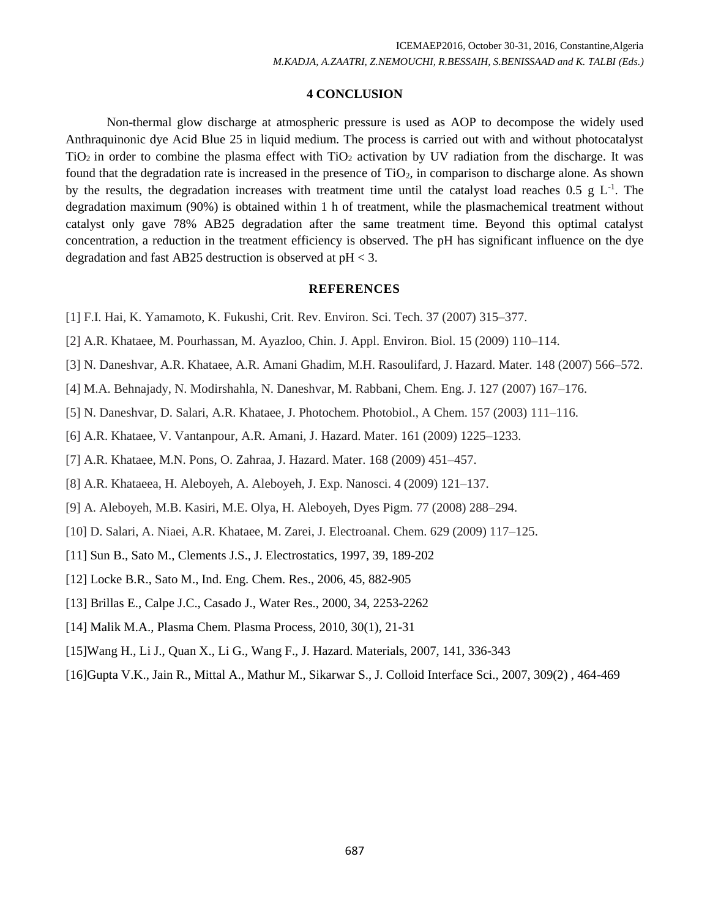## 4 CONCLUSION

Non-thermal glow discharge at atmospheric pressure is used as AOP to decompose the widely used Anthraquinonic dye Acid Blue 25 in liquid medium. The process is carried out with and without photocatalyst $TiO_2$ in order to combine the plasma effect with $TiO_2$ activation by UV radiation from the discharge. It was found that the degradation rate is increased in the presence of $TiO_2$, in comparison to discharge alone. As shown by the results, the degradation increases with treatment time until the catalyst load reaches 0.5 g $L^{-1}$. The degradation maximum (90%) is obtained within 1 h of treatment, while the plasmachemical treatment without catalyst only gave 78% AB25 degradation after the same treatment time. Beyond this optimal catalyst concentration, a reduction in the treatment efficiency is observed. The pH has significant influence on the dye degradation and fast AB25 destruction is observed at pH < 3.

## REFERENCES

[1] F.I. Hai, K. Yamamoto, K. Fukushi, Crit. Rev. Environ. Sci. Tech. 37 (2007) 315–377.

[2] A.R. Khataee, M. Pourhassan, M. Ayazloo, Chin. J. Appl. Environ. Biol. 15 (2009) 110–114.

[3] N. Daneshvar, A.R. Khataee, A.R. Amani Ghadim, M.H. Rasoulifard, J. Hazard. Mater. 148 (2007) 566–572.

[4] M.A. Behnajady, N. Modirshahla, N. Daneshvar, M. Rabbani, Chem. Eng. J. 127 (2007) 167–176.

[5] N. Daneshvar, D. Salari, A.R. Khataee, J. Photochem. Photobiol., A Chem. 157 (2003) 111–116.

[6] A.R. Khataee, V. Vantanpour, A.R. Amani, J. Hazard. Mater. 161 (2009) 1225–1233.

[7] A.R. Khataee, M.N. Pons, O. Zahraa, J. Hazard. Mater. 168 (2009) 451–457.

[8] A.R. Khataeea, H. Aleboyeh, A. Aleboyeh, J. Exp. Nanosci. 4 (2009) 121–137.

[9] A. Aleboyeh, M.B. Kasiri, M.E. Olya, H. Aleboyeh, Dyes Pigm. 77 (2008) 288–294.

[10] D. Salari, A. Niaei, A.R. Khataee, M. Zarei, J. Electroanal. Chem. 629 (2009) 117–125.

[11] Sun B., Sato M., Clements J.S., J. Electrostatics, 1997, 39, 189-202

[12] Locke B.R., Sato M., Ind. Eng. Chem. Res., 2006, 45, 882-905

[13] Brillas E., Calpe J.C., Casado J., Water Res., 2000, 34, 2253-2262

[14] Malik M.A., Plasma Chem. Plasma Process, 2010, 30(1), 21-31

[15]Wang H., Li J., Quan X., Li G., Wang F., J. Hazard. Materials, 2007, 141, 336-343

[16]Gupta V.K., Jain R., Mittal A., Mathur M., Sikarwar S., J. Colloid Interface Sci., 2007, 309(2) , 464-469